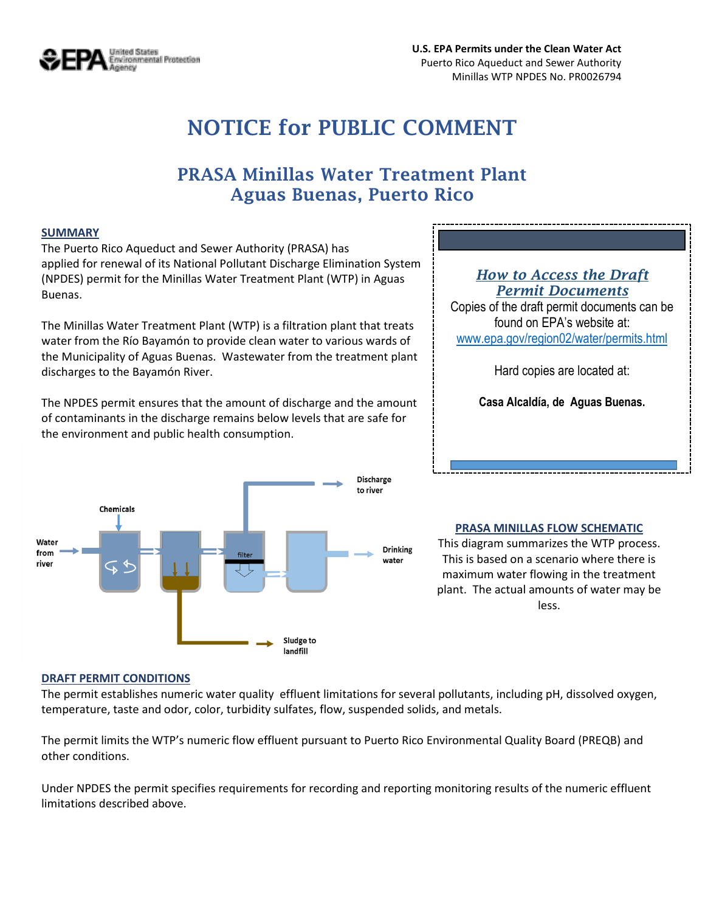**U.S. EPA Permits under the Clean Water Act**
Puerto Rico Aqueduct and Sewer Authority
Minillas WTP NPDES No. PR0026794

# NOTICE for PUBLIC COMMENT

## PRASA Minillas Water Treatment Plant
## Aguas Buenas, Puerto Rico

### SUMMARY

The Puerto Rico Aqueduct and Sewer Authority (PRASA) has applied for renewal of its National Pollutant Discharge Elimination System (NPDES) permit for the Minillas Water Treatment Plant (WTP) in Aguas Buenas.

The Minillas Water Treatment Plant (WTP) is a filtration plant that treats water from the Río Bayamón to provide clean water to various wards of the Municipality of Aguas Buenas. Wastewater from the treatment plant discharges to the Bayamón River.

The NPDES permit ensures that the amount of discharge and the amount of contaminants in the discharge remains below levels that are safe for the environment and public health consumption.

### *How to Access the Draft Permit Documents*

Copies of the draft permit documents can be found on EPA's website at: www.epa.gov/region02/water/permits.html

Hard copies are located at:

**Casa Alcaldía, de Aguas Buenas.**

Chemicals

Water from river

filter

Discharge to river

Drinking water

Sludge to landfill

### PRASA MINILLAS FLOW SCHEMATIC

This diagram summarizes the WTP process. This is based on a scenario where there is maximum water flowing in the treatment plant. The actual amounts of water may be less.

### DRAFT PERMIT CONDITIONS

The permit establishes numeric water quality effluent limitations for several pollutants, including pH, dissolved oxygen, temperature, taste and odor, color, turbidity sulfates, flow, suspended solids, and metals.

The permit limits the WTP's numeric flow effluent pursuant to Puerto Rico Environmental Quality Board (PREQB) and other conditions.

Under NPDES the permit specifies requirements for recording and reporting monitoring results of the numeric effluent limitations described above.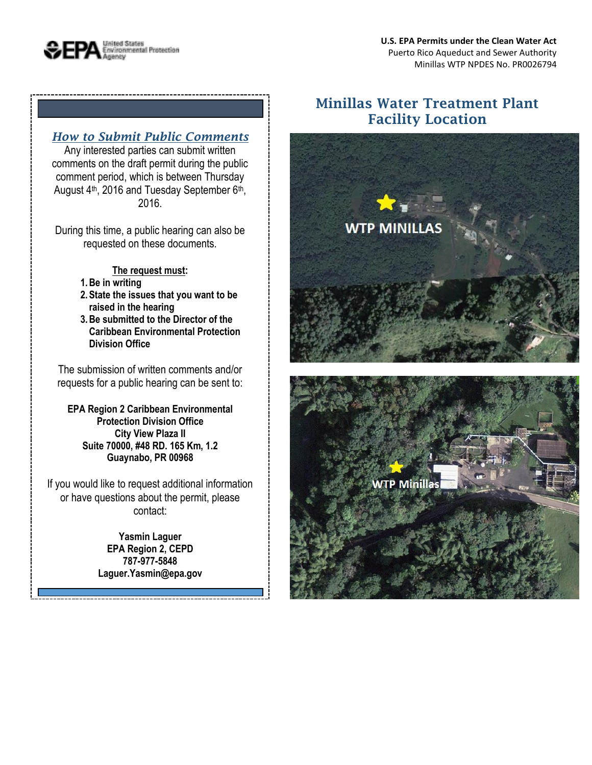U.S. EPA Permits under the Clean Water Act
Puerto Rico Aqueduct and Sewer Authority
Minillas WTP NPDES No. PR0026794

## *How to Submit Public Comments*

Any interested parties can submit written comments on the draft permit during the public comment period, which is between Thursday August 4th, 2016 and Tuesday September 6th, 2016.

During this time, a public hearing can also be requested on these documents.

**The request must:**

1. **Be in writing**
2. **State the issues that you want to be raised in the hearing**
3. **Be submitted to the Director of the Caribbean Environmental Protection Division Office**

The submission of written comments and/or requests for a public hearing can be sent to:

**EPA Region 2 Caribbean Environmental Protection Division Office**
**City View Plaza II**
**Suite 70000, #48 RD. 165 Km, 1.2**
**Guaynabo, PR 00968**

If you would like to request additional information or have questions about the permit, please contact:

**Yasmin Laguer**
**EPA Region 2, CEPD**
**787-977-5848**
**Laguer.Yasmin@epa.gov**

## Minillas Water Treatment Plant Facility Location

WTP MINILLAS

WTP Minillas